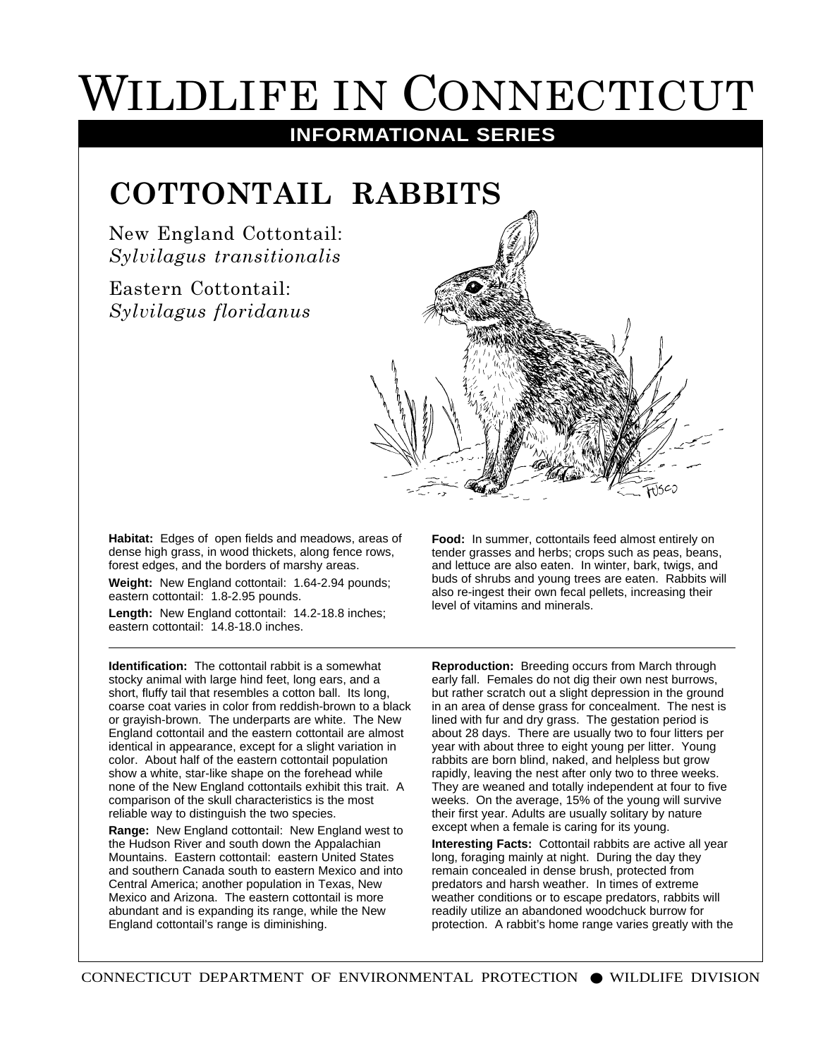# WILDLIFE IN CONNECTICUT

**INFORMATIONAL SERIES**

## COTTONTAIL RABBITS

New England Cottontail:
*Sylvilagus transitionalis*

Eastern Cottontail:
*Sylvilagus floridanus*

**Habitat:** Edges of open fields and meadows, areas of dense high grass, in wood thickets, along fence rows, forest edges, and the borders of marshy areas.

**Weight:** New England cottontail: 1.64-2.94 pounds; eastern cottontail: 1.8-2.95 pounds.

**Length:** New England cottontail: 14.2-18.8 inches; eastern cottontail: 14.8-18.0 inches.

**Food:** In summer, cottontails feed almost entirely on tender grasses and herbs; crops such as peas, beans, and lettuce are also eaten. In winter, bark, twigs, and buds of shrubs and young trees are eaten. Rabbits will also re-ingest their own fecal pellets, increasing their level of vitamins and minerals.

---

**Identification:** The cottontail rabbit is a somewhat stocky animal with large hind feet, long ears, and a short, fluffy tail that resembles a cotton ball. Its long, coarse coat varies in color from reddish-brown to a black or grayish-brown. The underparts are white. The New England cottontail and the eastern cottontail are almost identical in appearance, except for a slight variation in color. About half of the eastern cottontail population show a white, star-like shape on the forehead while none of the New England cottontails exhibit this trait. A comparison of the skull characteristics is the most reliable way to distinguish the two species.

**Range:** New England cottontail: New England west to the Hudson River and south down the Appalachian Mountains. Eastern cottontail: eastern United States and southern Canada south to eastern Mexico and into Central America; another population in Texas, New Mexico and Arizona. The eastern cottontail is more abundant and is expanding its range, while the New England cottontail's range is diminishing.

**Reproduction:** Breeding occurs from March through early fall. Females do not dig their own nest burrows, but rather scratch out a slight depression in the ground in an area of dense grass for concealment. The nest is lined with fur and dry grass. The gestation period is about 28 days. There are usually two to four litters per year with about three to eight young per litter. Young rabbits are born blind, naked, and helpless but grow rapidly, leaving the nest after only two to three weeks. They are weaned and totally independent at four to five weeks. On the average, 15% of the young will survive their first year. Adults are usually solitary by nature except when a female is caring for its young.

**Interesting Facts:** Cottontail rabbits are active all year long, foraging mainly at night. During the day they remain concealed in dense brush, protected from predators and harsh weather. In times of extreme weather conditions or to escape predators, rabbits will readily utilize an abandoned woodchuck burrow for protection. A rabbit's home range varies greatly with the

CONNECTICUT DEPARTMENT OF ENVIRONMENTAL PROTECTION ● WILDLIFE DIVISION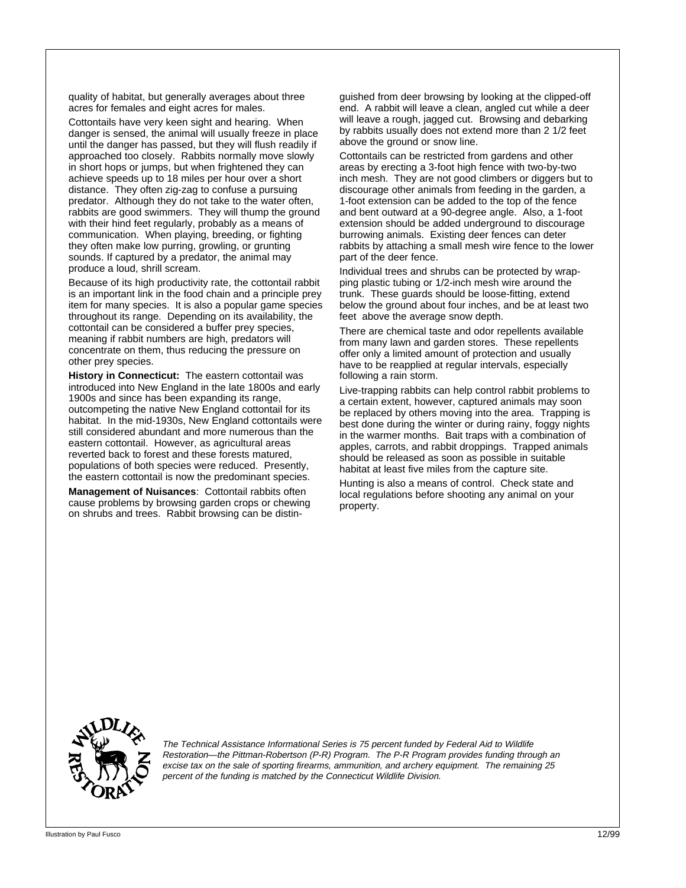quality of habitat, but generally averages about three acres for females and eight acres for males.

Cottontails have very keen sight and hearing. When danger is sensed, the animal will usually freeze in place until the danger has passed, but they will flush readily if approached too closely. Rabbits normally move slowly in short hops or jumps, but when frightened they can achieve speeds up to 18 miles per hour over a short distance. They often zig-zag to confuse a pursuing predator. Although they do not take to the water often, rabbits are good swimmers. They will thump the ground with their hind feet regularly, probably as a means of communication. When playing, breeding, or fighting they often make low purring, growling, or grunting sounds. If captured by a predator, the animal may produce a loud, shrill scream.

Because of its high productivity rate, the cottontail rabbit is an important link in the food chain and a principle prey item for many species. It is also a popular game species throughout its range. Depending on its availability, the cottontail can be considered a buffer prey species, meaning if rabbit numbers are high, predators will concentrate on them, thus reducing the pressure on other prey species.

**History in Connecticut:** The eastern cottontail was introduced into New England in the late 1800s and early 1900s and since has been expanding its range, outcompeting the native New England cottontail for its habitat. In the mid-1930s, New England cottontails were still considered abundant and more numerous than the eastern cottontail. However, as agricultural areas reverted back to forest and these forests matured, populations of both species were reduced. Presently, the eastern cottontail is now the predominant species.

**Management of Nuisances**: Cottontail rabbits often cause problems by browsing garden crops or chewing on shrubs and trees. Rabbit browsing can be distinguished from deer browsing by looking at the clipped-off end. A rabbit will leave a clean, angled cut while a deer will leave a rough, jagged cut. Browsing and debarking by rabbits usually does not extend more than 2 1/2 feet above the ground or snow line.

Cottontails can be restricted from gardens and other areas by erecting a 3-foot high fence with two-by-two inch mesh. They are not good climbers or diggers but to discourage other animals from feeding in the garden, a 1-foot extension can be added to the top of the fence and bent outward at a 90-degree angle. Also, a 1-foot extension should be added underground to discourage burrowing animals. Existing deer fences can deter rabbits by attaching a small mesh wire fence to the lower part of the deer fence.

Individual trees and shrubs can be protected by wrapping plastic tubing or 1/2-inch mesh wire around the trunk. These guards should be loose-fitting, extend below the ground about four inches, and be at least two feet above the average snow depth.

There are chemical taste and odor repellents available from many lawn and garden stores. These repellents offer only a limited amount of protection and usually have to be reapplied at regular intervals, especially following a rain storm.

Live-trapping rabbits can help control rabbit problems to a certain extent, however, captured animals may soon be replaced by others moving into the area. Trapping is best done during the winter or during rainy, foggy nights in the warmer months. Bait traps with a combination of apples, carrots, and rabbit droppings. Trapped animals should be released as soon as possible in suitable habitat at least five miles from the capture site.

Hunting is also a means of control. Check state and local regulations before shooting any animal on your property.

WILDLIFE RESTORATION

*The Technical Assistance Informational Series is 75 percent funded by Federal Aid to Wildlife Restoration—the Pittman-Robertson (P-R) Program. The P-R Program provides funding through an excise tax on the sale of sporting firearms, ammunition, and archery equipment. The remaining 25 percent of the funding is matched by the Connecticut Wildlife Division.*

Illustration by Paul Fusco

12/99